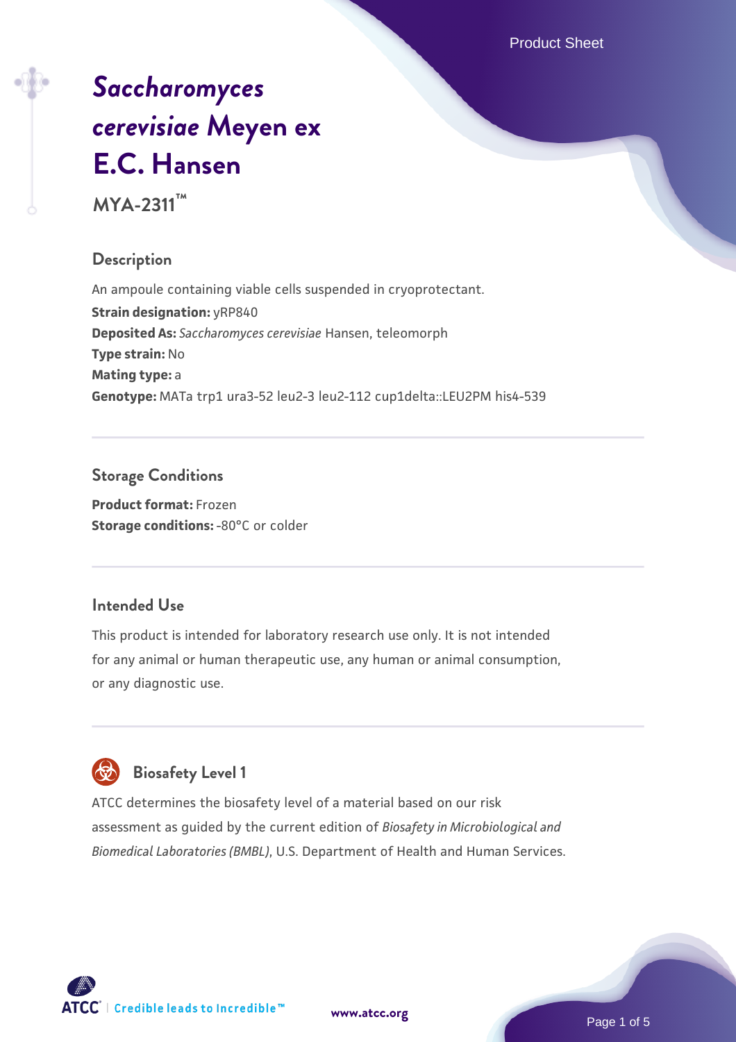# *Saccharomyces cerevisiae* Meyen ex E.C. Hansen

**MYA-2311™**

## Description

An ampoule containing viable cells suspended in cryoprotectant.

**Strain designation:** yRP840

**Deposited As:** *Saccharomyces cerevisiae* Hansen, teleomorph

**Type strain:** No

**Mating type:** a

**Genotype:** MATa trp1 ura3-52 leu2-3 leu2-112 cup1delta::LEU2PM his4-539

## Storage Conditions

**Product format:** Frozen

**Storage conditions:** -80°C or colder

## Intended Use

This product is intended for laboratory research use only. It is not intended for any animal or human therapeutic use, any human or animal consumption, or any diagnostic use.

## Biosafety Level 1

ATCC determines the biosafety level of a material based on our risk assessment as guided by the current edition of *Biosafety in Microbiological and Biomedical Laboratories (BMBL)*, U.S. Department of Health and Human Services.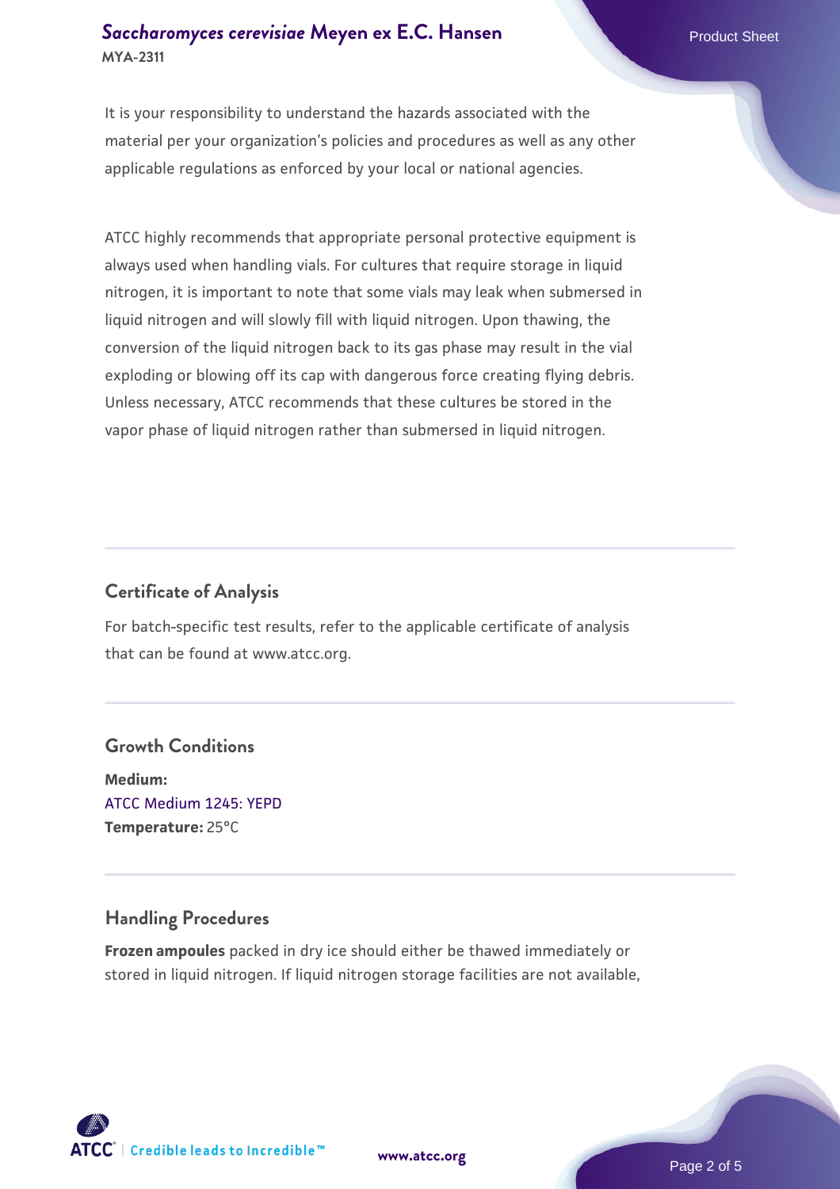It is your responsibility to understand the hazards associated with the material per your organization's policies and procedures as well as any other applicable regulations as enforced by your local or national agencies.

ATCC highly recommends that appropriate personal protective equipment is always used when handling vials. For cultures that require storage in liquid nitrogen, it is important to note that some vials may leak when submersed in liquid nitrogen and will slowly fill with liquid nitrogen. Upon thawing, the conversion of the liquid nitrogen back to its gas phase may result in the vial exploding or blowing off its cap with dangerous force creating flying debris. Unless necessary, ATCC recommends that these cultures be stored in the vapor phase of liquid nitrogen rather than submersed in liquid nitrogen.

## Certificate of Analysis

For batch-specific test results, refer to the applicable certificate of analysis that can be found at www.atcc.org.

## Growth Conditions

**Medium:**
ATCC Medium 1245: YEPD
**Temperature:** 25°C

## Handling Procedures

**Frozen ampoules** packed in dry ice should either be thawed immediately or stored in liquid nitrogen. If liquid nitrogen storage facilities are not available,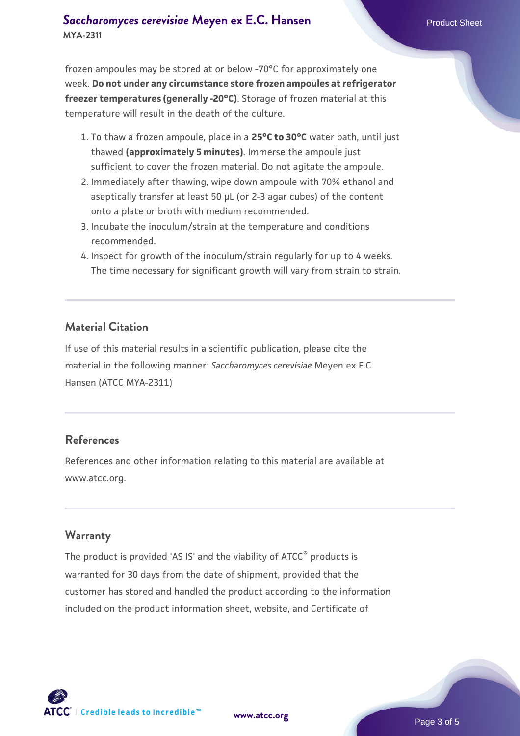frozen ampoules may be stored at or below -70°C for approximately one week. **Do not under any circumstance store frozen ampoules at refrigerator freezer temperatures (generally -20°C)**. Storage of frozen material at this temperature will result in the death of the culture.

1. To thaw a frozen ampoule, place in a **25°C to 30°C** water bath, until just thawed **(approximately 5 minutes)**. Immerse the ampoule just sufficient to cover the frozen material. Do not agitate the ampoule.
2. Immediately after thawing, wipe down ampoule with 70% ethanol and aseptically transfer at least 50 µL (or 2-3 agar cubes) of the content onto a plate or broth with medium recommended.
3. Incubate the inoculum/strain at the temperature and conditions recommended.
4. Inspect for growth of the inoculum/strain regularly for up to 4 weeks. The time necessary for significant growth will vary from strain to strain.

## Material Citation

If use of this material results in a scientific publication, please cite the material in the following manner: *Saccharomyces cerevisiae* Meyen ex E.C. Hansen (ATCC MYA-2311)

## References

References and other information relating to this material are available at www.atcc.org.

## Warranty

The product is provided 'AS IS' and the viability of ATCC® products is warranted for 30 days from the date of shipment, provided that the customer has stored and handled the product according to the information included on the product information sheet, website, and Certificate of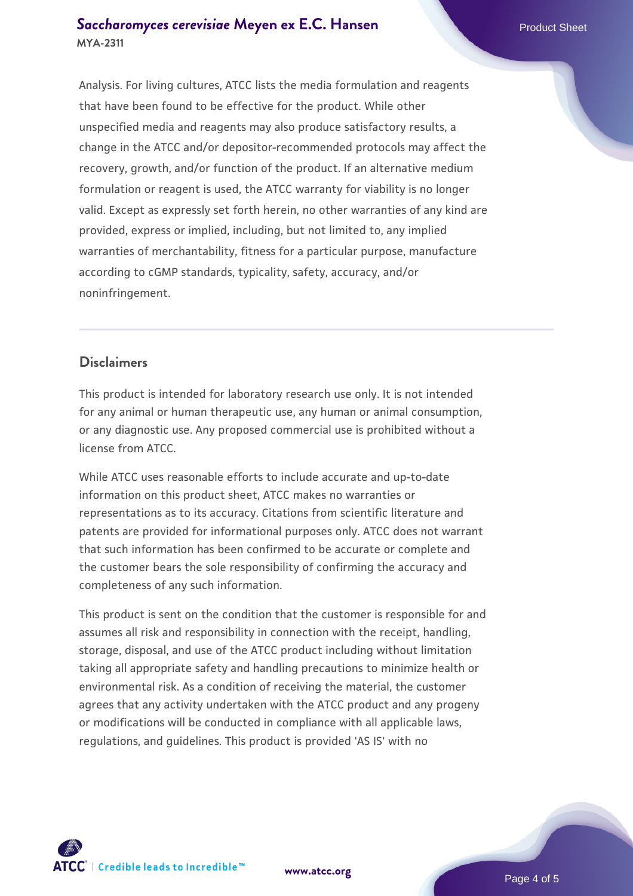Analysis. For living cultures, ATCC lists the media formulation and reagents that have been found to be effective for the product. While other unspecified media and reagents may also produce satisfactory results, a change in the ATCC and/or depositor-recommended protocols may affect the recovery, growth, and/or function of the product. If an alternative medium formulation or reagent is used, the ATCC warranty for viability is no longer valid. Except as expressly set forth herein, no other warranties of any kind are provided, express or implied, including, but not limited to, any implied warranties of merchantability, fitness for a particular purpose, manufacture according to cGMP standards, typicality, safety, accuracy, and/or noninfringement.

## Disclaimers

This product is intended for laboratory research use only. It is not intended for any animal or human therapeutic use, any human or animal consumption, or any diagnostic use. Any proposed commercial use is prohibited without a license from ATCC.

While ATCC uses reasonable efforts to include accurate and up-to-date information on this product sheet, ATCC makes no warranties or representations as to its accuracy. Citations from scientific literature and patents are provided for informational purposes only. ATCC does not warrant that such information has been confirmed to be accurate or complete and the customer bears the sole responsibility of confirming the accuracy and completeness of any such information.

This product is sent on the condition that the customer is responsible for and assumes all risk and responsibility in connection with the receipt, handling, storage, disposal, and use of the ATCC product including without limitation taking all appropriate safety and handling precautions to minimize health or environmental risk. As a condition of receiving the material, the customer agrees that any activity undertaken with the ATCC product and any progeny or modifications will be conducted in compliance with all applicable laws, regulations, and guidelines. This product is provided 'AS IS' with no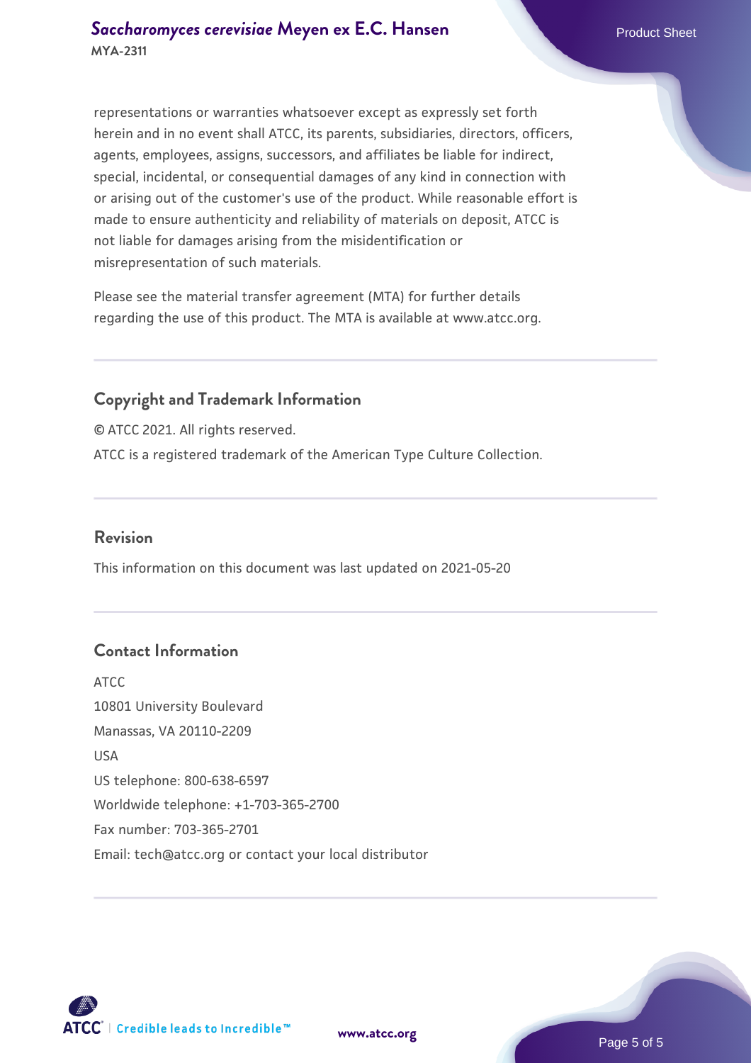representations or warranties whatsoever except as expressly set forth herein and in no event shall ATCC, its parents, subsidiaries, directors, officers, agents, employees, assigns, successors, and affiliates be liable for indirect, special, incidental, or consequential damages of any kind in connection with or arising out of the customer's use of the product. While reasonable effort is made to ensure authenticity and reliability of materials on deposit, ATCC is not liable for damages arising from the misidentification or misrepresentation of such materials.

Please see the material transfer agreement (MTA) for further details regarding the use of this product. The MTA is available at www.atcc.org.

## Copyright and Trademark Information

© ATCC 2021. All rights reserved.

ATCC is a registered trademark of the American Type Culture Collection.

## Revision

This information on this document was last updated on 2021-05-20

## Contact Information

ATCC
10801 University Boulevard
Manassas, VA 20110-2209
USA
US telephone: 800-638-6597
Worldwide telephone: +1-703-365-2700
Fax number: 703-365-2701
Email: tech@atcc.org or contact your local distributor